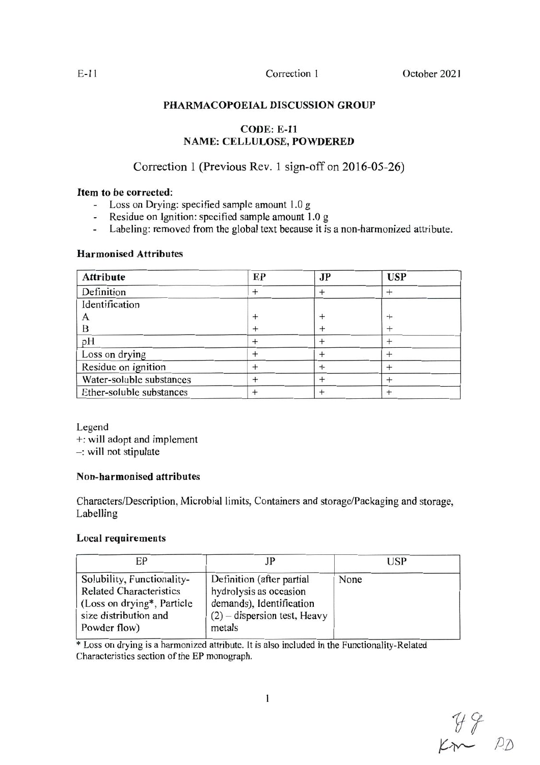E-11 Correction 1 October 2021

**PHARMACOPOEIAL DISCUSSION GROUP**

**CODE: E-11**
**NAME: CELLULOSE, POWDERED**

## Correction 1 (Previous Rev. 1 sign-off on 2016-05-26)

**Item to be corrected:**

- Loss on Drying: specified sample amount 1.0 g
- Residue on Ignition: specified sample amount 1.0 g
- Labeling: removed from the global text because it is a non-harmonized attribute.

### Harmonised Attributes

| Attribute | EP | JP | USP |
|---|---|---|---|
| Definition | + | + | + |
| Identification | | | |
| A | + | + | + |
| B | + | + | + |
| pH | + | + | + |
| Loss on drying | + | + | + |
| Residue on ignition | + | + | + |
| Water-soluble substances | + | + | + |
| Ether-soluble substances | + | + | + |

Legend
+: will adopt and implement
–: will not stipulate

### Non-harmonised attributes

Characters/Description, Microbial limits, Containers and storage/Packaging and storage, Labelling

### Local requirements

| EP | JP | USP |
|---|---|---|
| Solubility, Functionality-Related Characteristics (Loss on drying*, Particle size distribution and Powder flow) | Definition (after partial hydrolysis as occasion demands), Identification (2) – dispersion test, Heavy metals | None |

* Loss on drying is a harmonized attribute. It is also included in the Functionality-Related Characteristics section of the EP monograph.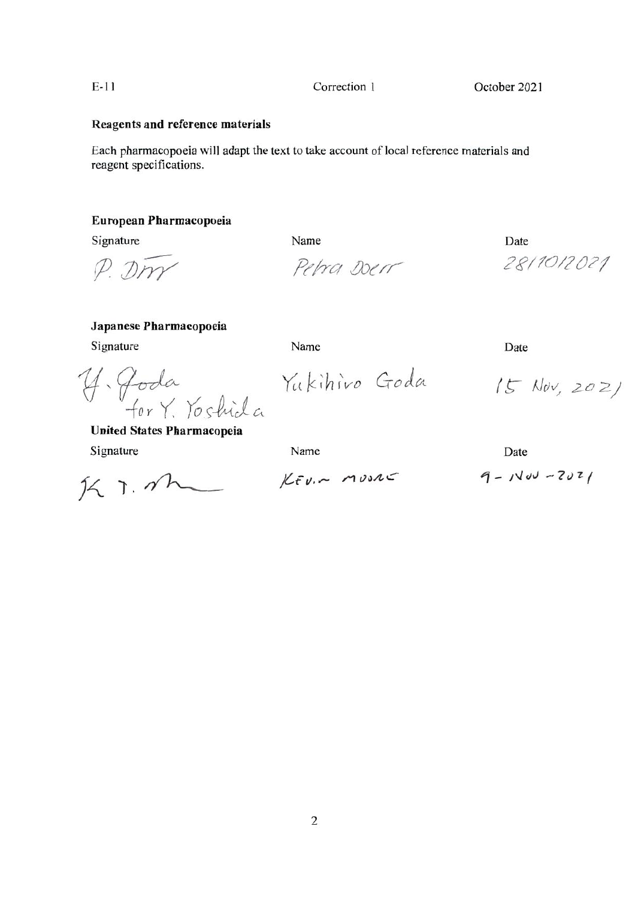E-11 Correction 1 October 2021

**Reagents and reference materials**

Each pharmacopoeia will adapt the text to take account of local reference materials and reagent specifications.

**European Pharmacopoeia**

| Signature | Name | Date |
| --- | --- | --- |
| P. Dörr | Petra Doerr | 28/10/2021 |

**Japanese Pharmacopoeia**

| Signature | Name | Date |
| --- | --- | --- |
| Y. Goda for Y. Yoshida | Yukihiro Goda | 15 Nov, 2021 |

**United States Pharmacopeia**

| Signature | Name | Date |
| --- | --- | --- |
| K. T. M | KEVIN MOORE | 9-NOV-2021 |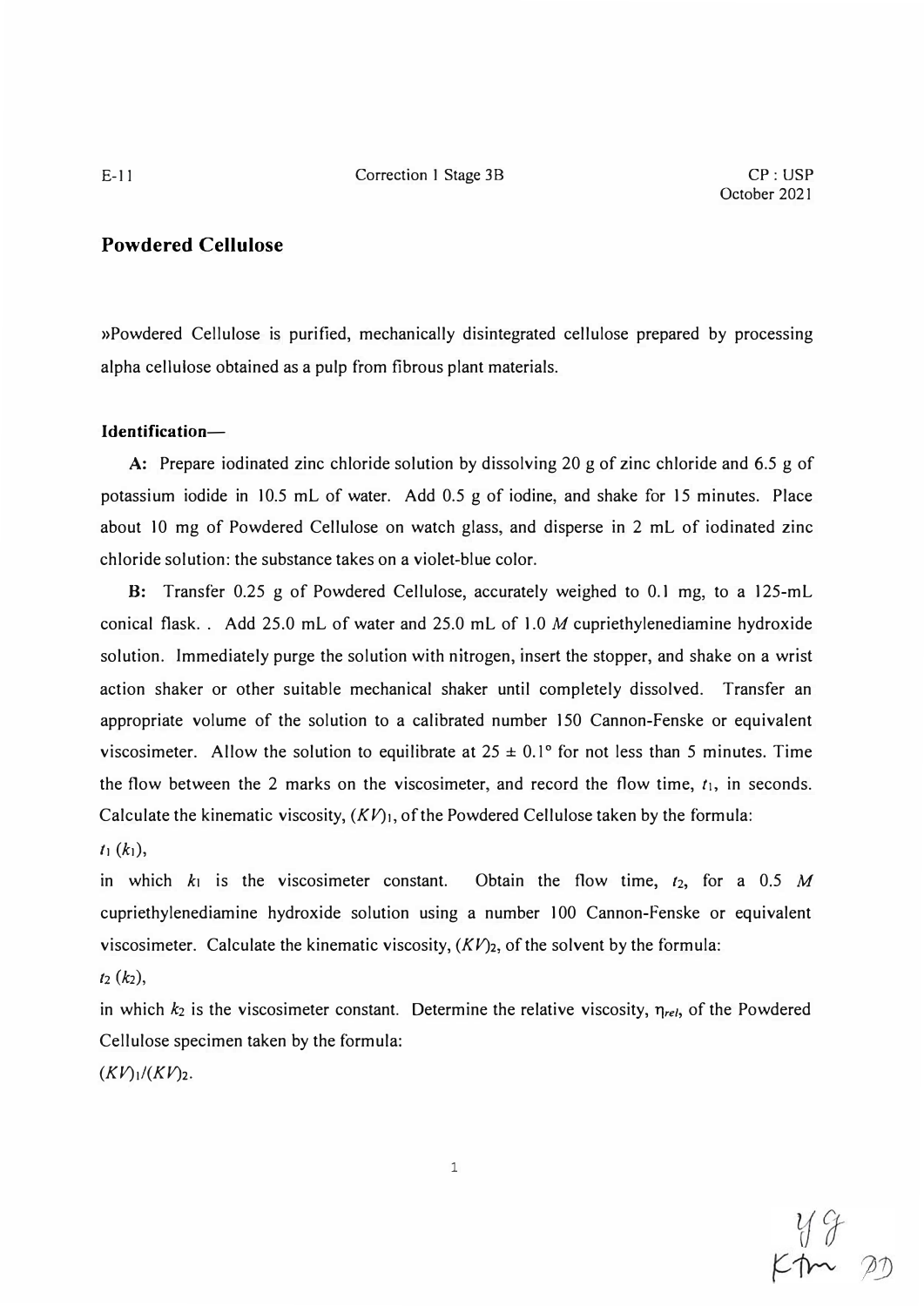## Powdered Cellulose

»Powdered Cellulose is purified, mechanically disintegrated cellulose prepared by processing alpha cellulose obtained as a pulp from fibrous plant materials.

**Identification—**

**A:** Prepare iodinated zinc chloride solution by dissolving 20 g of zinc chloride and 6.5 g of potassium iodide in 10.5 mL of water. Add 0.5 g of iodine, and shake for 15 minutes. Place about 10 mg of Powdered Cellulose on watch glass, and disperse in 2 mL of iodinated zinc chloride solution: the substance takes on a violet-blue color.

**B:** Transfer 0.25 g of Powdered Cellulose, accurately weighed to 0.1 mg, to a 125-mL conical flask. . Add 25.0 mL of water and 25.0 mL of 1.0 *M* cupriethylenediamine hydroxide solution. Immediately purge the solution with nitrogen, insert the stopper, and shake on a wrist action shaker or other suitable mechanical shaker until completely dissolved. Transfer an appropriate volume of the solution to a calibrated number 150 Cannon-Fenske or equivalent viscosimeter. Allow the solution to equilibrate at 25 ± 0.1° for not less than 5 minutes. Time the flow between the 2 marks on the viscosimeter, and record the flow time, $t_1$, in seconds. Calculate the kinematic viscosity, $(KV)_1$, of the Powdered Cellulose taken by the formula:

$t_1 (k_1)$,

in which $k_1$ is the viscosimeter constant. Obtain the flow time, $t_2$, for a 0.5 *M* cupriethylenediamine hydroxide solution using a number 100 Cannon-Fenske or equivalent viscosimeter. Calculate the kinematic viscosity, $(KV)_2$, of the solvent by the formula:

$t_2 (k_2)$,

in which $k_2$ is the viscosimeter constant. Determine the relative viscosity, $\eta_{rel}$, of the Powdered Cellulose specimen taken by the formula:

$(KV)_1/(KV)_2$.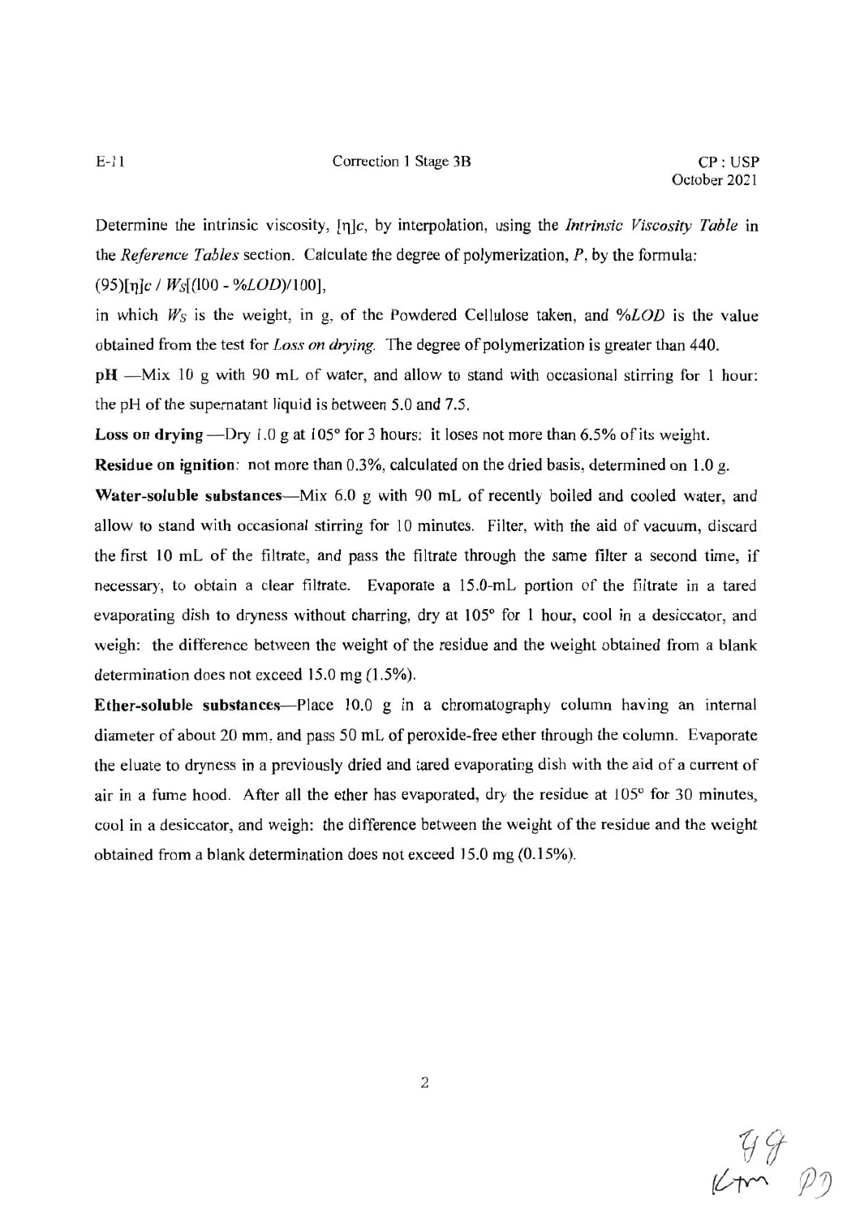Determine the intrinsic viscosity, $[\eta]c$, by interpolation, using the *Intrinsic Viscosity Table* in the *Reference Tables* section. Calculate the degree of polymerization, $P$, by the formula:

$(95)[\eta]c / W_S[(100 - \%LOD)/100]$,

in which $W_S$ is the weight, in g, of the Powdered Cellulose taken, and $\%LOD$ is the value obtained from the test for *Loss on drying*. The degree of polymerization is greater than 440.

**pH** —Mix 10 g with 90 mL of water, and allow to stand with occasional stirring for 1 hour: the pH of the supernatant liquid is between 5.0 and 7.5.

**Loss on drying** —Dry 1.0 g at 105° for 3 hours: it loses not more than 6.5% of its weight.

**Residue on ignition**: not more than 0.3%, calculated on the dried basis, determined on 1.0 g.

**Water-soluble substances**—Mix 6.0 g with 90 mL of recently boiled and cooled water, and allow to stand with occasional stirring for 10 minutes. Filter, with the aid of vacuum, discard the first 10 mL of the filtrate, and pass the filtrate through the same filter a second time, if necessary, to obtain a clear filtrate. Evaporate a 15.0-mL portion of the filtrate in a tared evaporating dish to dryness without charring, dry at 105° for 1 hour, cool in a desiccator, and weigh: the difference between the weight of the residue and the weight obtained from a blank determination does not exceed 15.0 mg (1.5%).

**Ether-soluble substances**—Place 10.0 g in a chromatography column having an internal diameter of about 20 mm, and pass 50 mL of peroxide-free ether through the column. Evaporate the eluate to dryness in a previously dried and tared evaporating dish with the aid of a current of air in a fume hood. After all the ether has evaporated, dry the residue at 105° for 30 minutes, cool in a desiccator, and weigh: the difference between the weight of the residue and the weight obtained from a blank determination does not exceed 15.0 mg (0.15%).